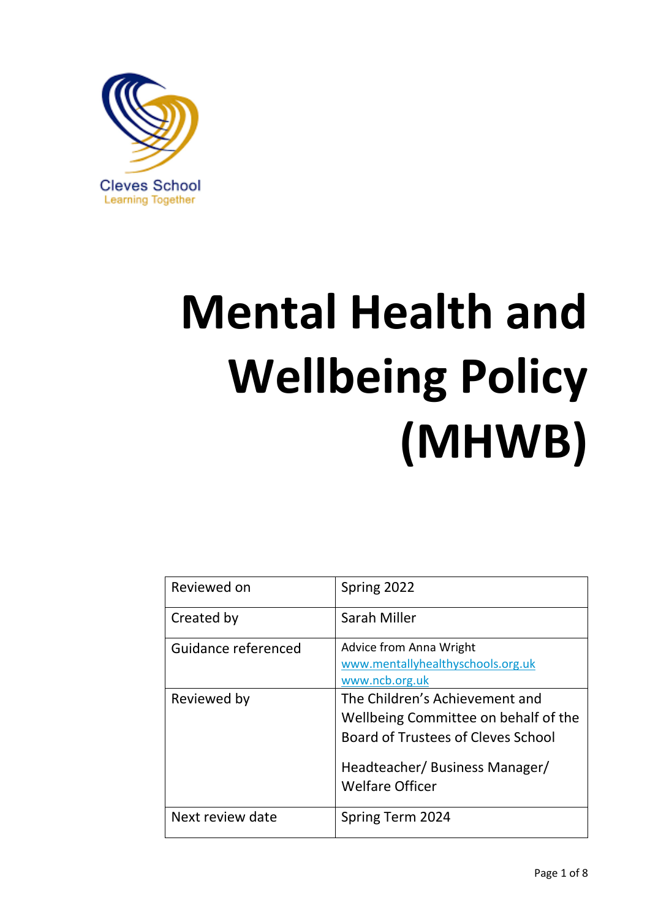Cleves School
Learning Together

# Mental Health and Wellbeing Policy (MHWB)

| Reviewed on | Spring 2022 |
| --- | --- |
| Created by | Sarah Miller |
| Guidance referenced | Advice from Anna Wright<br>www.mentallyhealthyschools.org.uk<br>www.ncb.org.uk |
| Reviewed by | The Children's Achievement and Wellbeing Committee on behalf of the Board of Trustees of Cleves School<br><br>Headteacher/ Business Manager/ Welfare Officer |
| Next review date | Spring Term 2024 |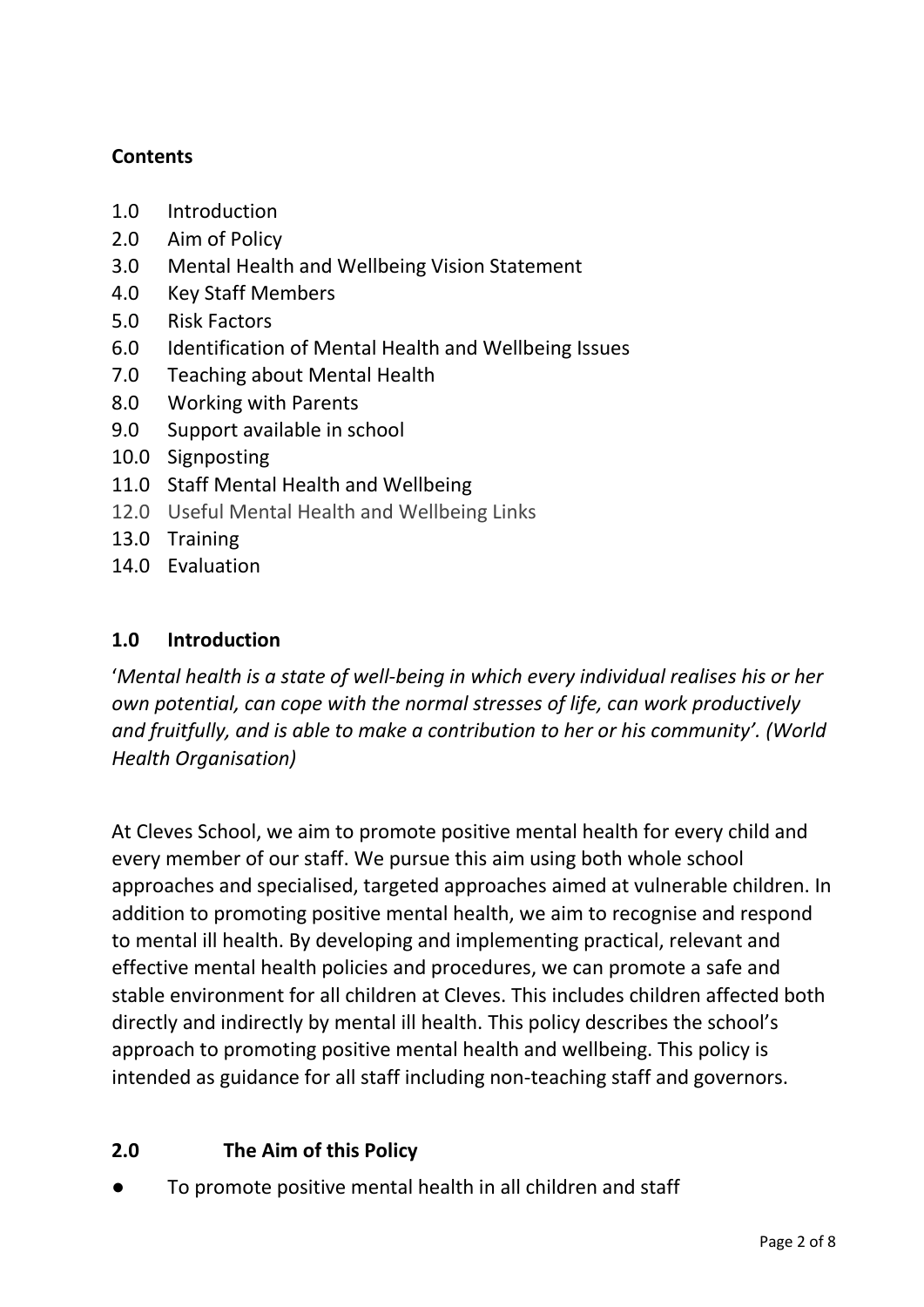## Contents

1.0 Introduction
2.0 Aim of Policy
3.0 Mental Health and Wellbeing Vision Statement
4.0 Key Staff Members
5.0 Risk Factors
6.0 Identification of Mental Health and Wellbeing Issues
7.0 Teaching about Mental Health
8.0 Working with Parents
9.0 Support available in school
10.0 Signposting
11.0 Staff Mental Health and Wellbeing
12.0 Useful Mental Health and Wellbeing Links
13.0 Training
14.0 Evaluation

## 1.0 Introduction

'*Mental health is a state of well-being in which every individual realises his or her own potential, can cope with the normal stresses of life, can work productively and fruitfully, and is able to make a contribution to her or his community'. (World Health Organisation)*

At Cleves School, we aim to promote positive mental health for every child and every member of our staff. We pursue this aim using both whole school approaches and specialised, targeted approaches aimed at vulnerable children. In addition to promoting positive mental health, we aim to recognise and respond to mental ill health. By developing and implementing practical, relevant and effective mental health policies and procedures, we can promote a safe and stable environment for all children at Cleves. This includes children affected both directly and indirectly by mental ill health. This policy describes the school's approach to promoting positive mental health and wellbeing. This policy is intended as guidance for all staff including non-teaching staff and governors.

## 2.0 The Aim of this Policy

- To promote positive mental health in all children and staff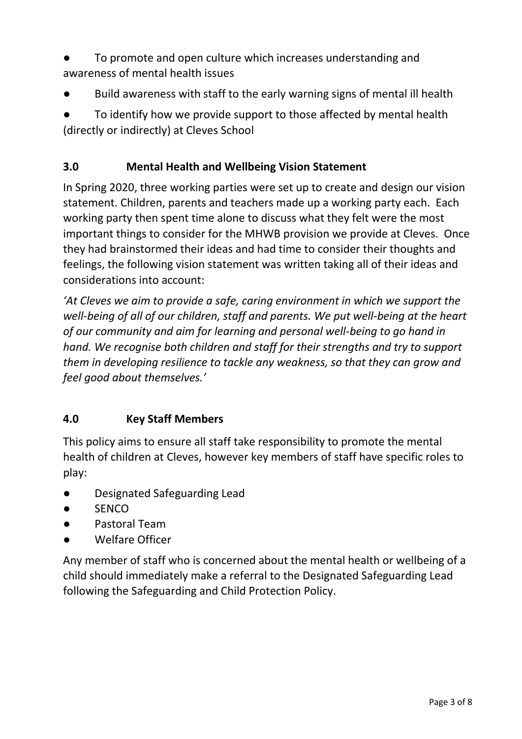- To promote and open culture which increases understanding and awareness of mental health issues
- Build awareness with staff to the early warning signs of mental ill health
- To identify how we provide support to those affected by mental health (directly or indirectly) at Cleves School

## 3.0 Mental Health and Wellbeing Vision Statement

In Spring 2020, three working parties were set up to create and design our vision statement. Children, parents and teachers made up a working party each. Each working party then spent time alone to discuss what they felt were the most important things to consider for the MHWB provision we provide at Cleves. Once they had brainstormed their ideas and had time to consider their thoughts and feelings, the following vision statement was written taking all of their ideas and considerations into account:

*'At Cleves we aim to provide a safe, caring environment in which we support the well-being of all of our children, staff and parents. We put well-being at the heart of our community and aim for learning and personal well-being to go hand in hand. We recognise both children and staff for their strengths and try to support them in developing resilience to tackle any weakness, so that they can grow and feel good about themselves.'*

## 4.0 Key Staff Members

This policy aims to ensure all staff take responsibility to promote the mental health of children at Cleves, however key members of staff have specific roles to play:

- Designated Safeguarding Lead
- SENCO
- Pastoral Team
- Welfare Officer

Any member of staff who is concerned about the mental health or wellbeing of a child should immediately make a referral to the Designated Safeguarding Lead following the Safeguarding and Child Protection Policy.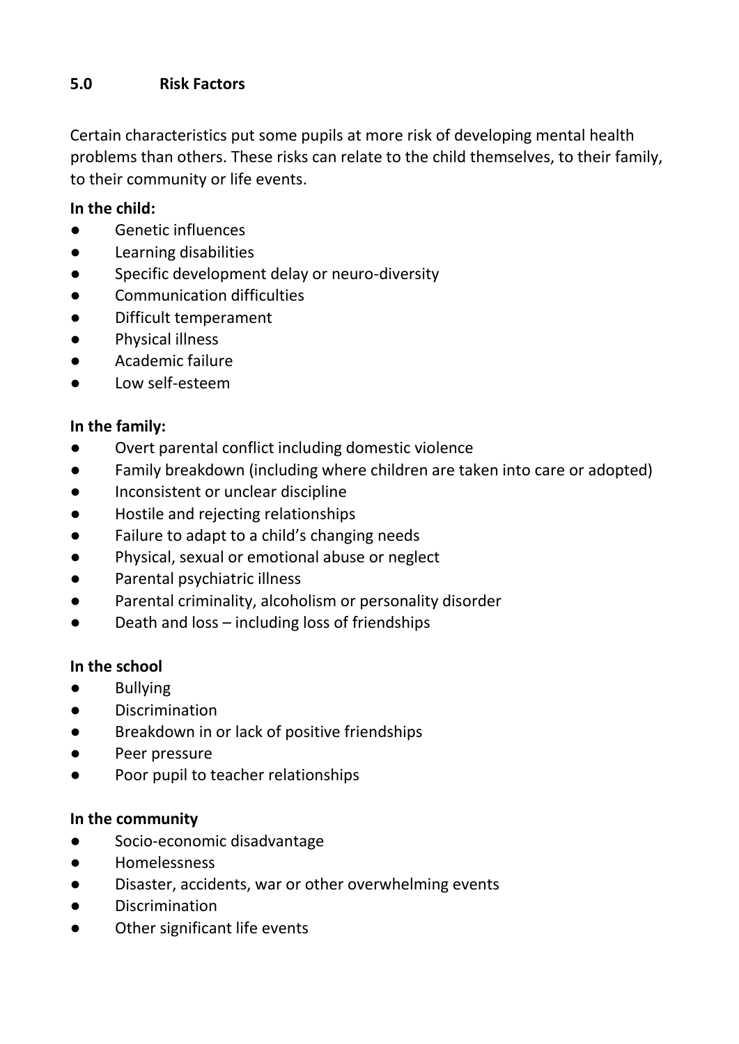## 5.0 Risk Factors

Certain characteristics put some pupils at more risk of developing mental health problems than others. These risks can relate to the child themselves, to their family, to their community or life events.

**In the child:**

- Genetic influences
- Learning disabilities
- Specific development delay or neuro-diversity
- Communication difficulties
- Difficult temperament
- Physical illness
- Academic failure
- Low self-esteem

**In the family:**

- Overt parental conflict including domestic violence
- Family breakdown (including where children are taken into care or adopted)
- Inconsistent or unclear discipline
- Hostile and rejecting relationships
- Failure to adapt to a child's changing needs
- Physical, sexual or emotional abuse or neglect
- Parental psychiatric illness
- Parental criminality, alcoholism or personality disorder
- Death and loss – including loss of friendships

**In the school**

- Bullying
- Discrimination
- Breakdown in or lack of positive friendships
- Peer pressure
- Poor pupil to teacher relationships

**In the community**

- Socio-economic disadvantage
- Homelessness
- Disaster, accidents, war or other overwhelming events
- Discrimination
- Other significant life events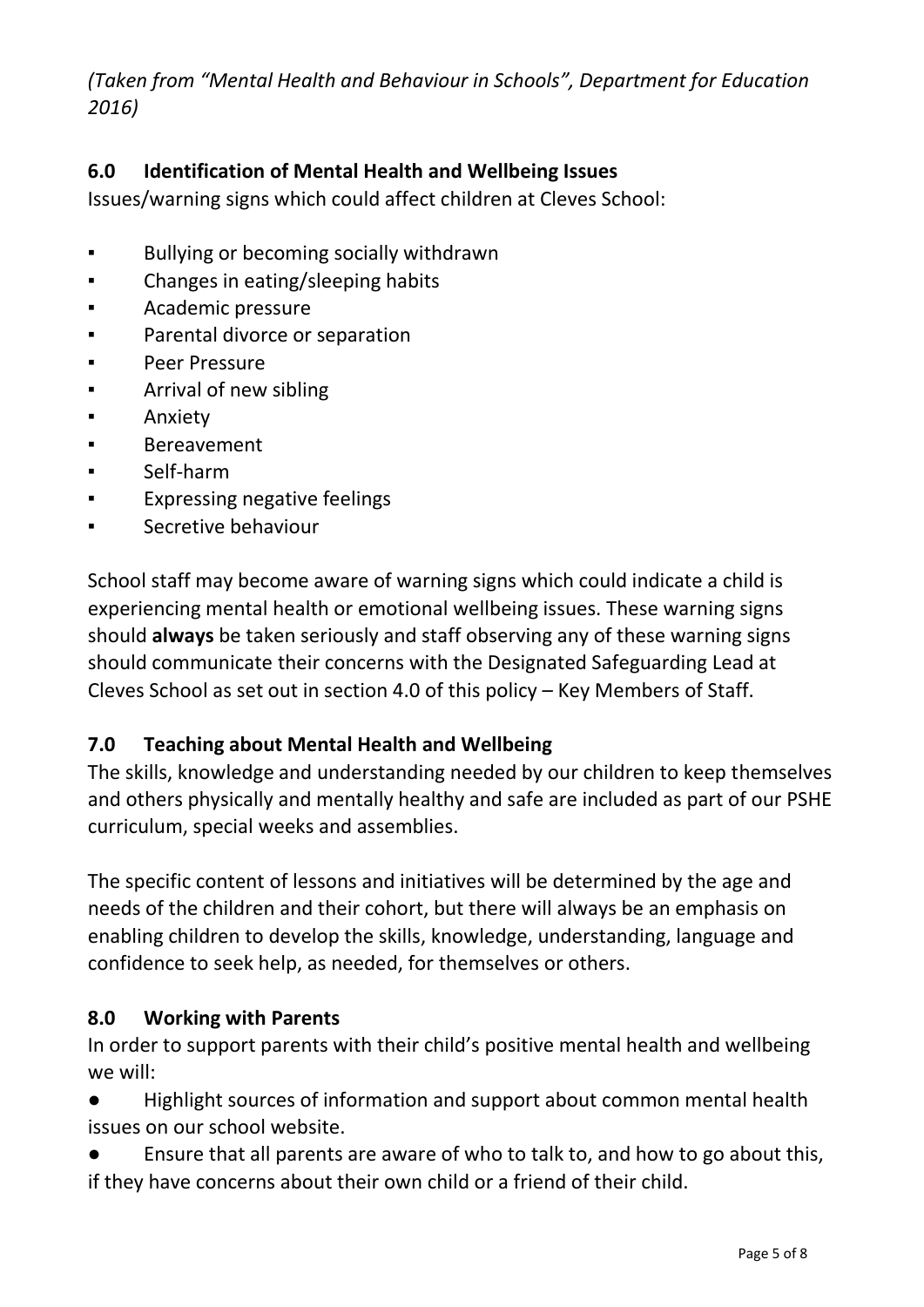*(Taken from "Mental Health and Behaviour in Schools", Department for Education 2016)*

## 6.0 Identification of Mental Health and Wellbeing Issues

Issues/warning signs which could affect children at Cleves School:

- Bullying or becoming socially withdrawn
- Changes in eating/sleeping habits
- Academic pressure
- Parental divorce or separation
- Peer Pressure
- Arrival of new sibling
- Anxiety
- Bereavement
- Self-harm
- Expressing negative feelings
- Secretive behaviour

School staff may become aware of warning signs which could indicate a child is experiencing mental health or emotional wellbeing issues. These warning signs should **always** be taken seriously and staff observing any of these warning signs should communicate their concerns with the Designated Safeguarding Lead at Cleves School as set out in section 4.0 of this policy – Key Members of Staff.

## 7.0 Teaching about Mental Health and Wellbeing

The skills, knowledge and understanding needed by our children to keep themselves and others physically and mentally healthy and safe are included as part of our PSHE curriculum, special weeks and assemblies.

The specific content of lessons and initiatives will be determined by the age and needs of the children and their cohort, but there will always be an emphasis on enabling children to develop the skills, knowledge, understanding, language and confidence to seek help, as needed, for themselves or others.

## 8.0 Working with Parents

In order to support parents with their child's positive mental health and wellbeing we will:

- Highlight sources of information and support about common mental health issues on our school website.
- Ensure that all parents are aware of who to talk to, and how to go about this, if they have concerns about their own child or a friend of their child.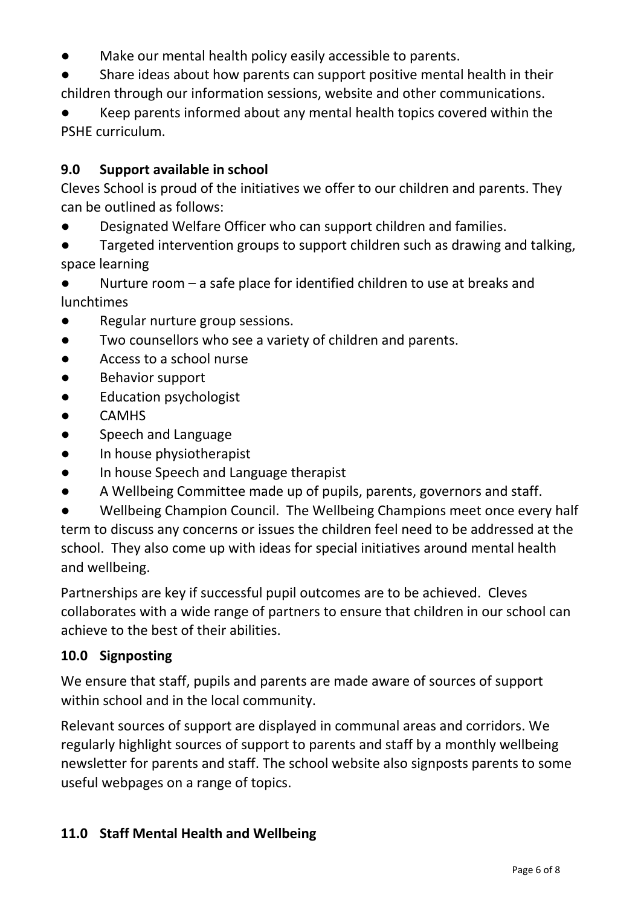- Make our mental health policy easily accessible to parents.
- Share ideas about how parents can support positive mental health in their children through our information sessions, website and other communications.
- Keep parents informed about any mental health topics covered within the PSHE curriculum.

## 9.0 Support available in school

Cleves School is proud of the initiatives we offer to our children and parents. They can be outlined as follows:

- Designated Welfare Officer who can support children and families.
- Targeted intervention groups to support children such as drawing and talking, space learning
- Nurture room – a safe place for identified children to use at breaks and lunchtimes
- Regular nurture group sessions.
- Two counsellors who see a variety of children and parents.
- Access to a school nurse
- Behavior support
- Education psychologist
- CAMHS
- Speech and Language
- In house physiotherapist
- In house Speech and Language therapist
- A Wellbeing Committee made up of pupils, parents, governors and staff.
- Wellbeing Champion Council. The Wellbeing Champions meet once every half term to discuss any concerns or issues the children feel need to be addressed at the school. They also come up with ideas for special initiatives around mental health and wellbeing.

Partnerships are key if successful pupil outcomes are to be achieved. Cleves collaborates with a wide range of partners to ensure that children in our school can achieve to the best of their abilities.

## 10.0 Signposting

We ensure that staff, pupils and parents are made aware of sources of support within school and in the local community.

Relevant sources of support are displayed in communal areas and corridors. We regularly highlight sources of support to parents and staff by a monthly wellbeing newsletter for parents and staff. The school website also signposts parents to some useful webpages on a range of topics.

## 11.0 Staff Mental Health and Wellbeing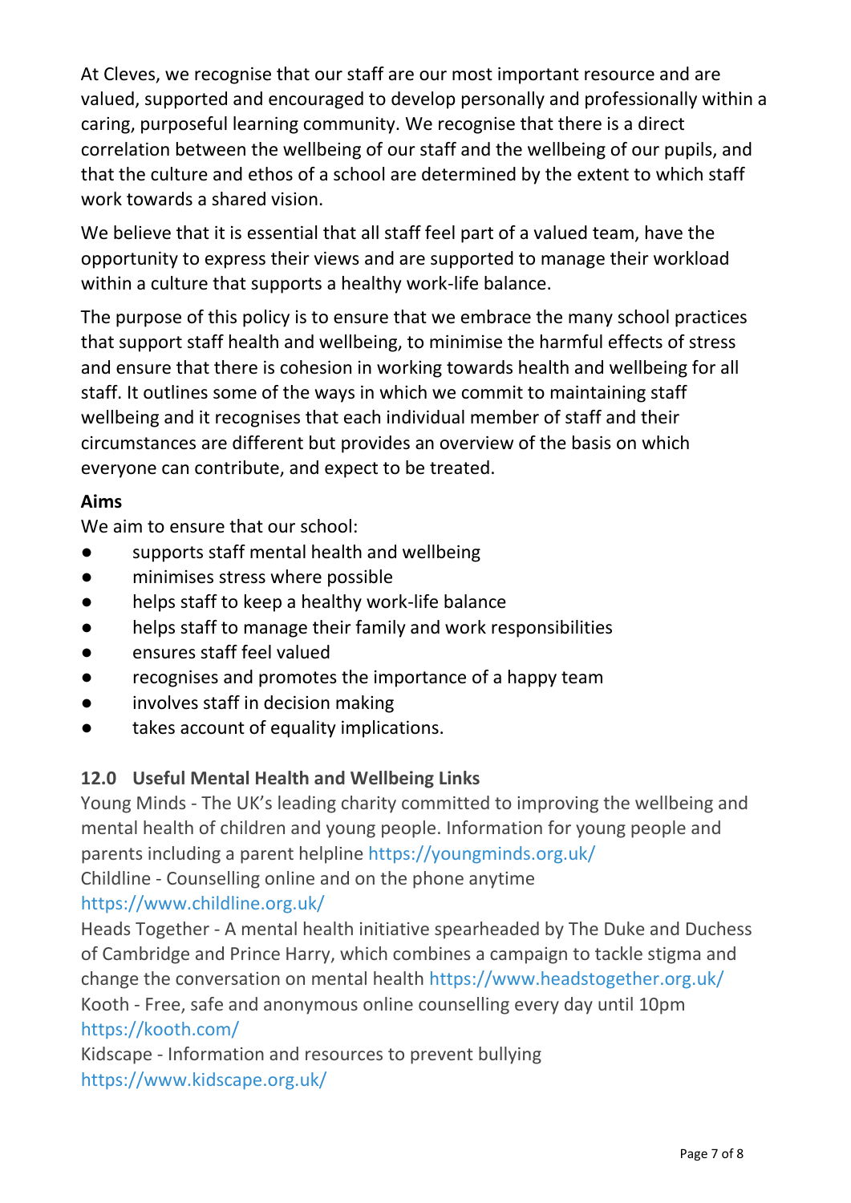At Cleves, we recognise that our staff are our most important resource and are valued, supported and encouraged to develop personally and professionally within a caring, purposeful learning community. We recognise that there is a direct correlation between the wellbeing of our staff and the wellbeing of our pupils, and that the culture and ethos of a school are determined by the extent to which staff work towards a shared vision.

We believe that it is essential that all staff feel part of a valued team, have the opportunity to express their views and are supported to manage their workload within a culture that supports a healthy work-life balance.

The purpose of this policy is to ensure that we embrace the many school practices that support staff health and wellbeing, to minimise the harmful effects of stress and ensure that there is cohesion in working towards health and wellbeing for all staff. It outlines some of the ways in which we commit to maintaining staff wellbeing and it recognises that each individual member of staff and their circumstances are different but provides an overview of the basis on which everyone can contribute, and expect to be treated.

**Aims**

We aim to ensure that our school:

- supports staff mental health and wellbeing
- minimises stress where possible
- helps staff to keep a healthy work-life balance
- helps staff to manage their family and work responsibilities
- ensures staff feel valued
- recognises and promotes the importance of a happy team
- involves staff in decision making
- takes account of equality implications.

## 12.0 Useful Mental Health and Wellbeing Links

Young Minds - The UK's leading charity committed to improving the wellbeing and mental health of children and young people. Information for young people and parents including a parent helpline https://youngminds.org.uk/

Childline - Counselling online and on the phone anytime https://www.childline.org.uk/

Heads Together - A mental health initiative spearheaded by The Duke and Duchess of Cambridge and Prince Harry, which combines a campaign to tackle stigma and change the conversation on mental health https://www.headstogether.org.uk/

Kooth - Free, safe and anonymous online counselling every day until 10pm https://kooth.com/

Kidscape - Information and resources to prevent bullying https://www.kidscape.org.uk/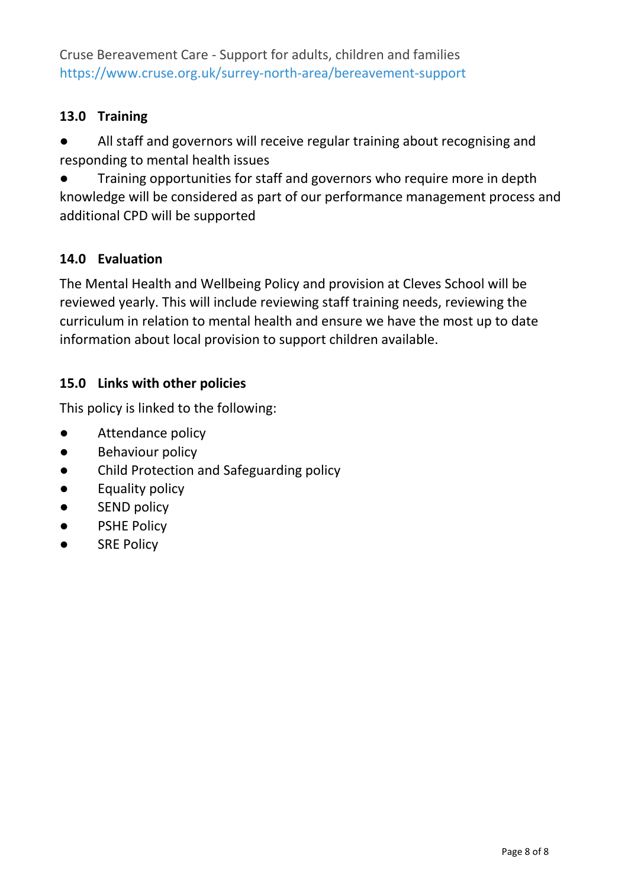Cruse Bereavement Care - Support for adults, children and families
https://www.cruse.org.uk/surrey-north-area/bereavement-support

### 13.0 Training

- All staff and governors will receive regular training about recognising and responding to mental health issues
- Training opportunities for staff and governors who require more in depth knowledge will be considered as part of our performance management process and additional CPD will be supported

### 14.0 Evaluation

The Mental Health and Wellbeing Policy and provision at Cleves School will be reviewed yearly. This will include reviewing staff training needs, reviewing the curriculum in relation to mental health and ensure we have the most up to date information about local provision to support children available.

### 15.0 Links with other policies

This policy is linked to the following:

- Attendance policy
- Behaviour policy
- Child Protection and Safeguarding policy
- Equality policy
- SEND policy
- PSHE Policy
- SRE Policy